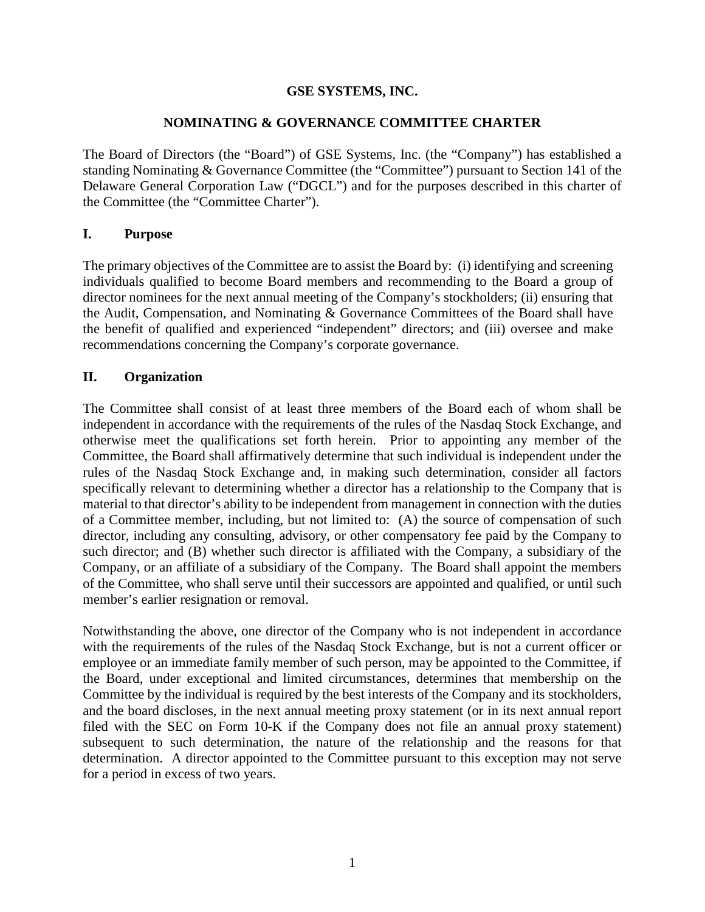# GSE SYSTEMS, INC.

## NOMINATING & GOVERNANCE COMMITTEE CHARTER

The Board of Directors (the "Board") of GSE Systems, Inc. (the "Company") has established a standing Nominating & Governance Committee (the "Committee") pursuant to Section 141 of the Delaware General Corporation Law ("DGCL") and for the purposes described in this charter of the Committee (the "Committee Charter").

## I. Purpose

The primary objectives of the Committee are to assist the Board by: (i) identifying and screening individuals qualified to become Board members and recommending to the Board a group of director nominees for the next annual meeting of the Company's stockholders; (ii) ensuring that the Audit, Compensation, and Nominating & Governance Committees of the Board shall have the benefit of qualified and experienced "independent" directors; and (iii) oversee and make recommendations concerning the Company's corporate governance.

## II. Organization

The Committee shall consist of at least three members of the Board each of whom shall be independent in accordance with the requirements of the rules of the Nasdaq Stock Exchange, and otherwise meet the qualifications set forth herein. Prior to appointing any member of the Committee, the Board shall affirmatively determine that such individual is independent under the rules of the Nasdaq Stock Exchange and, in making such determination, consider all factors specifically relevant to determining whether a director has a relationship to the Company that is material to that director's ability to be independent from management in connection with the duties of a Committee member, including, but not limited to: (A) the source of compensation of such director, including any consulting, advisory, or other compensatory fee paid by the Company to such director; and (B) whether such director is affiliated with the Company, a subsidiary of the Company, or an affiliate of a subsidiary of the Company. The Board shall appoint the members of the Committee, who shall serve until their successors are appointed and qualified, or until such member's earlier resignation or removal.

Notwithstanding the above, one director of the Company who is not independent in accordance with the requirements of the rules of the Nasdaq Stock Exchange, but is not a current officer or employee or an immediate family member of such person, may be appointed to the Committee, if the Board, under exceptional and limited circumstances, determines that membership on the Committee by the individual is required by the best interests of the Company and its stockholders, and the board discloses, in the next annual meeting proxy statement (or in its next annual report filed with the SEC on Form 10-K if the Company does not file an annual proxy statement) subsequent to such determination, the nature of the relationship and the reasons for that determination. A director appointed to the Committee pursuant to this exception may not serve for a period in excess of two years.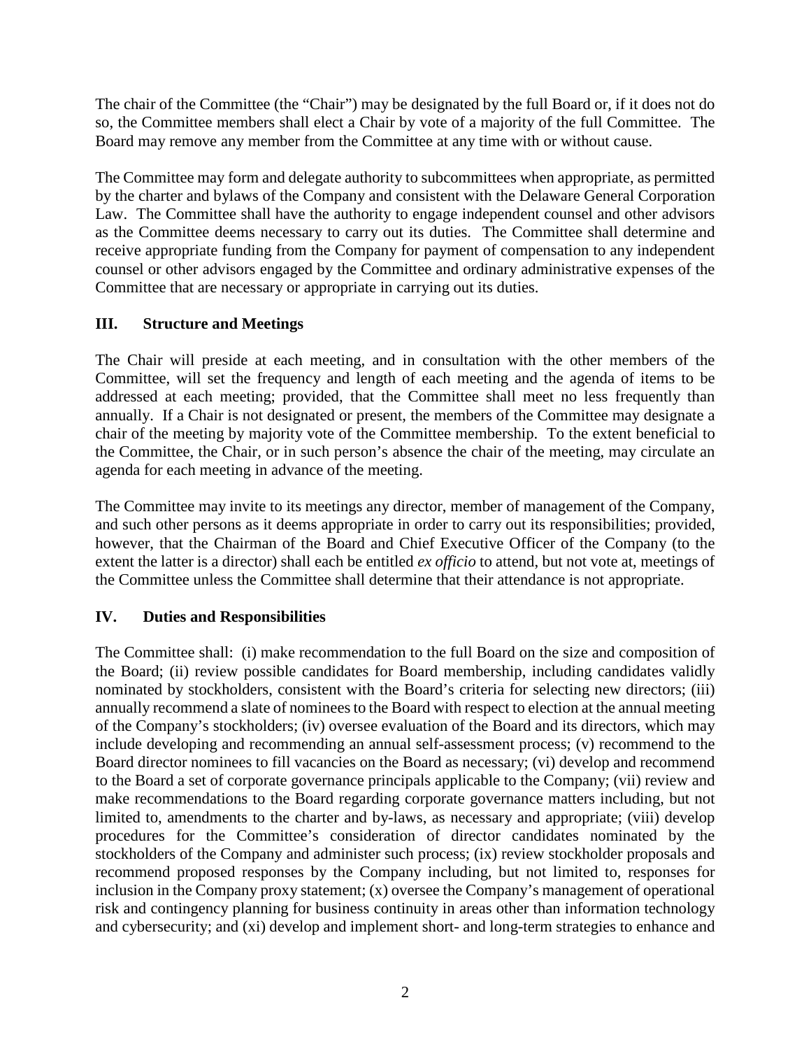The chair of the Committee (the "Chair") may be designated by the full Board or, if it does not do so, the Committee members shall elect a Chair by vote of a majority of the full Committee. The Board may remove any member from the Committee at any time with or without cause.

The Committee may form and delegate authority to subcommittees when appropriate, as permitted by the charter and bylaws of the Company and consistent with the Delaware General Corporation Law. The Committee shall have the authority to engage independent counsel and other advisors as the Committee deems necessary to carry out its duties. The Committee shall determine and receive appropriate funding from the Company for payment of compensation to any independent counsel or other advisors engaged by the Committee and ordinary administrative expenses of the Committee that are necessary or appropriate in carrying out its duties.

## III. Structure and Meetings

The Chair will preside at each meeting, and in consultation with the other members of the Committee, will set the frequency and length of each meeting and the agenda of items to be addressed at each meeting; provided, that the Committee shall meet no less frequently than annually. If a Chair is not designated or present, the members of the Committee may designate a chair of the meeting by majority vote of the Committee membership. To the extent beneficial to the Committee, the Chair, or in such person's absence the chair of the meeting, may circulate an agenda for each meeting in advance of the meeting.

The Committee may invite to its meetings any director, member of management of the Company, and such other persons as it deems appropriate in order to carry out its responsibilities; provided, however, that the Chairman of the Board and Chief Executive Officer of the Company (to the extent the latter is a director) shall each be entitled *ex officio* to attend, but not vote at, meetings of the Committee unless the Committee shall determine that their attendance is not appropriate.

## IV. Duties and Responsibilities

The Committee shall: (i) make recommendation to the full Board on the size and composition of the Board; (ii) review possible candidates for Board membership, including candidates validly nominated by stockholders, consistent with the Board's criteria for selecting new directors; (iii) annually recommend a slate of nominees to the Board with respect to election at the annual meeting of the Company's stockholders; (iv) oversee evaluation of the Board and its directors, which may include developing and recommending an annual self-assessment process; (v) recommend to the Board director nominees to fill vacancies on the Board as necessary; (vi) develop and recommend to the Board a set of corporate governance principals applicable to the Company; (vii) review and make recommendations to the Board regarding corporate governance matters including, but not limited to, amendments to the charter and by-laws, as necessary and appropriate; (viii) develop procedures for the Committee's consideration of director candidates nominated by the stockholders of the Company and administer such process; (ix) review stockholder proposals and recommend proposed responses by the Company including, but not limited to, responses for inclusion in the Company proxy statement; (x) oversee the Company's management of operational risk and contingency planning for business continuity in areas other than information technology and cybersecurity; and (xi) develop and implement short- and long-term strategies to enhance and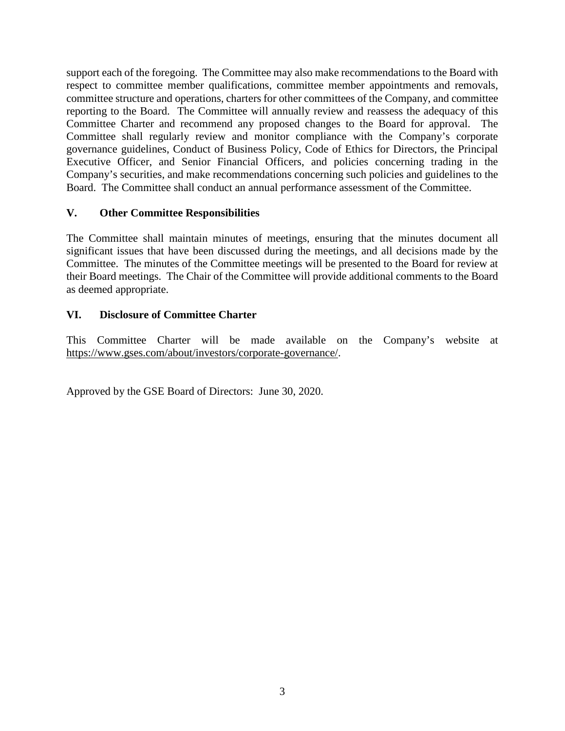support each of the foregoing. The Committee may also make recommendations to the Board with respect to committee member qualifications, committee member appointments and removals, committee structure and operations, charters for other committees of the Company, and committee reporting to the Board. The Committee will annually review and reassess the adequacy of this Committee Charter and recommend any proposed changes to the Board for approval. The Committee shall regularly review and monitor compliance with the Company's corporate governance guidelines, Conduct of Business Policy, Code of Ethics for Directors, the Principal Executive Officer, and Senior Financial Officers, and policies concerning trading in the Company's securities, and make recommendations concerning such policies and guidelines to the Board. The Committee shall conduct an annual performance assessment of the Committee.

## V. Other Committee Responsibilities

The Committee shall maintain minutes of meetings, ensuring that the minutes document all significant issues that have been discussed during the meetings, and all decisions made by the Committee. The minutes of the Committee meetings will be presented to the Board for review at their Board meetings. The Chair of the Committee will provide additional comments to the Board as deemed appropriate.

## VI. Disclosure of Committee Charter

This Committee Charter will be made available on the Company's website at https://www.gses.com/about/investors/corporate-governance/.

Approved by the GSE Board of Directors: June 30, 2020.